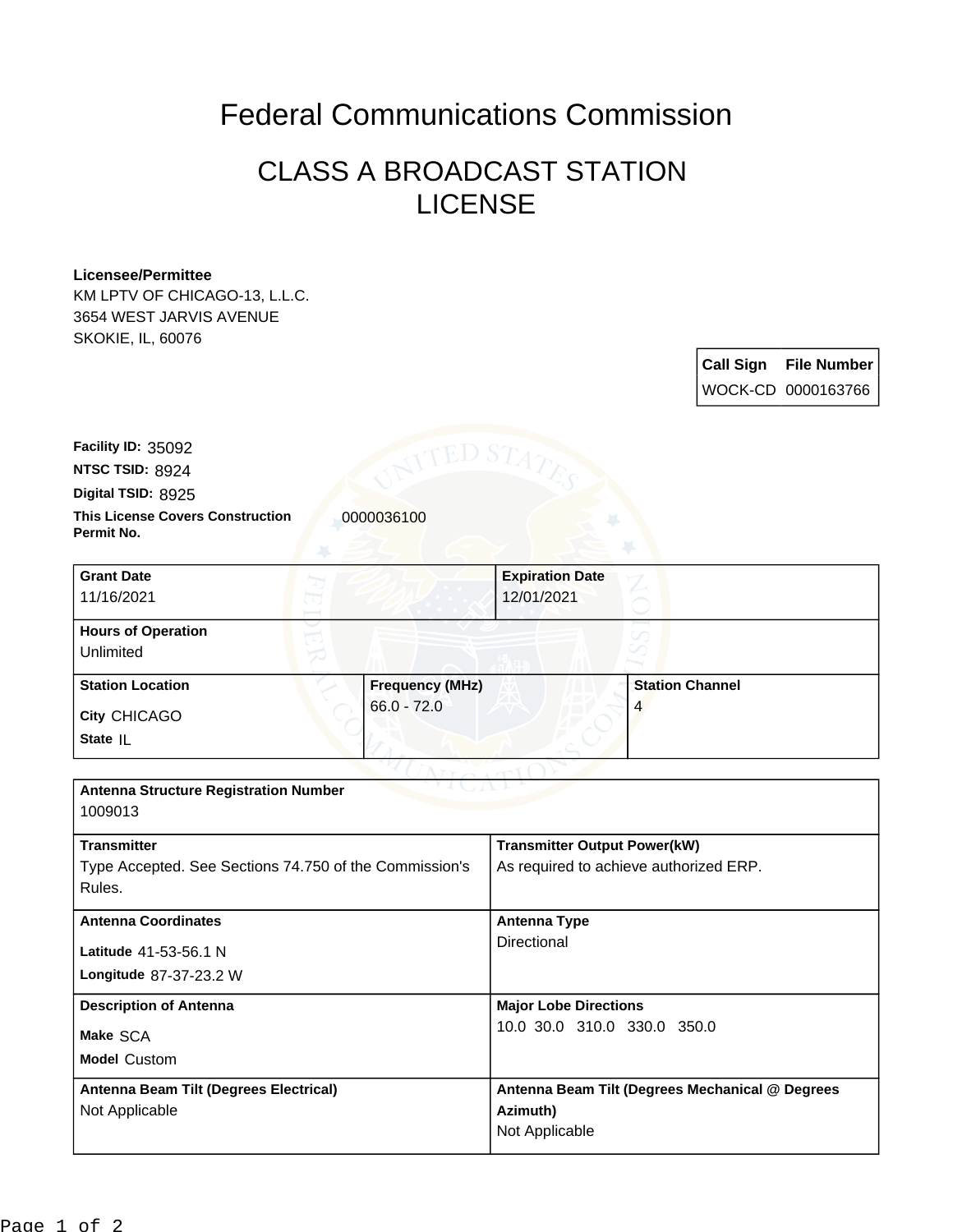# Federal Communications Commission

## CLASS A BROADCAST STATION LICENSE

**Licensee/Permittee**
KM LPTV OF CHICAGO-13, L.L.C.
3654 WEST JARVIS AVENUE
SKOKIE, IL, 60076

| Call Sign | File Number |
| --- | --- |
| WOCK-CD | 0000163766 |

**Facility ID:** 35092
**NTSC TSID:** 8924
**Digital TSID:** 8925
**This License Covers Construction Permit No.** 0000036100

| Grant Date | Expiration Date |
| --- | --- |
| 11/16/2021 | 12/01/2021 |

| Hours of Operation |
| --- |
| Unlimited |

| Station Location | Frequency (MHz) | Station Channel |
| --- | --- | --- |
| City CHICAGO<br>State IL | 66.0 - 72.0 | 4 |

| Antenna Structure Registration Number | |
| --- | --- |
| 1009013 | |
| **Transmitter** | **Transmitter Output Power(kW)** |
| Type Accepted. See Sections 74.750 of the Commission's Rules. | As required to achieve authorized ERP. |
| **Antenna Coordinates** | **Antenna Type** |
| Latitude 41-53-56.1 N<br>Longitude 87-37-23.2 W | Directional |
| **Description of Antenna** | **Major Lobe Directions** |
| Make SCA<br>Model Custom | 10.0 30.0 310.0 330.0 350.0 |
| **Antenna Beam Tilt (Degrees Electrical)** | **Antenna Beam Tilt (Degrees Mechanical @ Degrees Azimuth)** |
| Not Applicable | Not Applicable |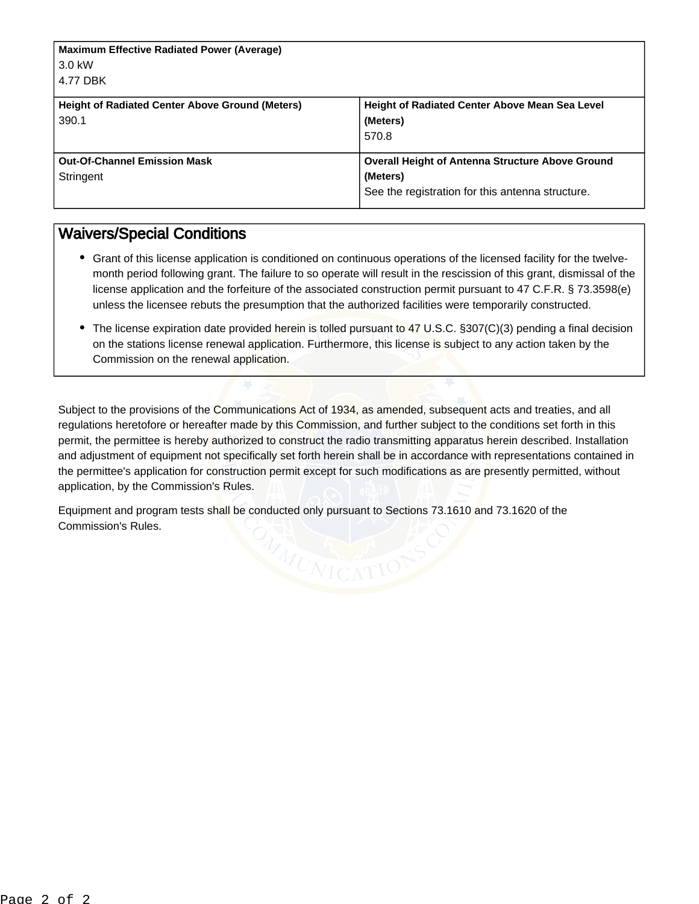| | |
|---|---|
| **Maximum Effective Radiated Power (Average)**<br>3.0 kW<br>4.77 DBK | |
| **Height of Radiated Center Above Ground (Meters)**<br>390.1 | **Height of Radiated Center Above Mean Sea Level (Meters)**<br>570.8 |
| **Out-Of-Channel Emission Mask**<br>Stringent | **Overall Height of Antenna Structure Above Ground (Meters)**<br>See the registration for this antenna structure. |

## Waivers/Special Conditions

- Grant of this license application is conditioned on continuous operations of the licensed facility for the twelve-month period following grant. The failure to so operate will result in the rescission of this grant, dismissal of the license application and the forfeiture of the associated construction permit pursuant to 47 C.F.R. § 73.3598(e) unless the licensee rebuts the presumption that the authorized facilities were temporarily constructed.
- The license expiration date provided herein is tolled pursuant to 47 U.S.C. §307(C)(3) pending a final decision on the stations license renewal application. Furthermore, this license is subject to any action taken by the Commission on the renewal application.

Subject to the provisions of the Communications Act of 1934, as amended, subsequent acts and treaties, and all regulations heretofore or hereafter made by this Commission, and further subject to the conditions set forth in this permit, the permittee is hereby authorized to construct the radio transmitting apparatus herein described. Installation and adjustment of equipment not specifically set forth herein shall be in accordance with representations contained in the permittee's application for construction permit except for such modifications as are presently permitted, without application, by the Commission's Rules.

Equipment and program tests shall be conducted only pursuant to Sections 73.1610 and 73.1620 of the Commission's Rules.